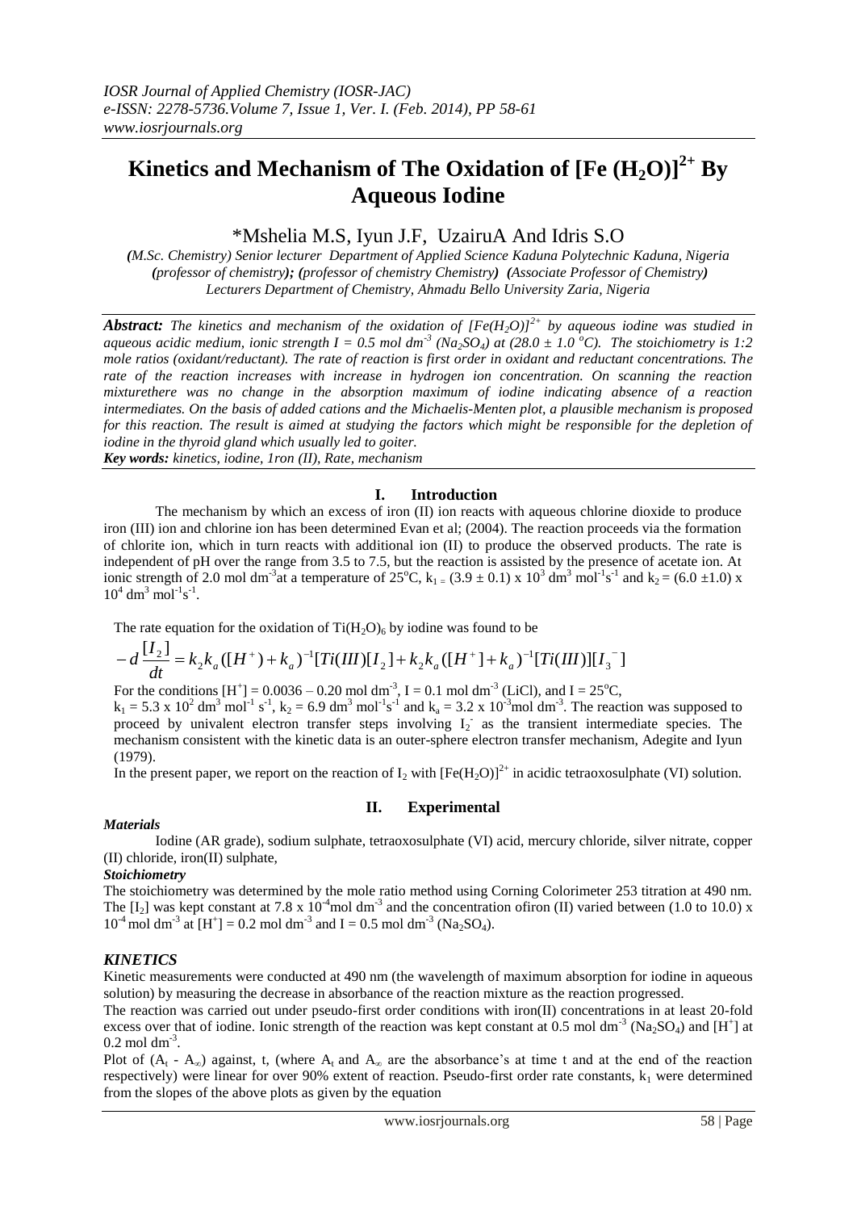*IOSR Journal of Applied Chemistry (IOSR-JAC)*
*e-ISSN: 2278-5736.Volume 7, Issue 1, Ver. I. (Feb. 2014), PP 58-61*
*www.iosrjournals.org*

# Kinetics and Mechanism of The Oxidation of $[Fe (H_2O)]^{2+}$ By Aqueous Iodine

\*Mshelia M.S, Iyun J.F, UzairuA And Idris S.O

*(M.Sc. Chemistry) Senior lecturer Department of Applied Science Kaduna Polytechnic Kaduna, Nigeria* ***(****professor of chemistry****); (****professor of chemistry Chemistry****) (****Associate Professor of Chemistry****)*** *Lecturers Department of Chemistry, Ahmadu Bello University Zaria, Nigeria*

***Abstract:*** *The kinetics and mechanism of the oxidation of $[Fe(H_2O)]^{2+}$ by aqueous iodine was studied in aqueous acidic medium, ionic strength I = 0.5 mol dm$^{-3}$ ($Na_2SO_4$) at (28.0 ± 1.0 $^oC$). The stoichiometry is 1:2 mole ratios (oxidant/reductant). The rate of reaction is first order in oxidant and reductant concentrations. The rate of the reaction increases with increase in hydrogen ion concentration. On scanning the reaction mixturethere was no change in the absorption maximum of iodine indicating absence of a reaction intermediates. On the basis of added cations and the Michaelis-Menten plot, a plausible mechanism is proposed for this reaction. The result is aimed at studying the factors which might be responsible for the depletion of iodine in the thyroid gland which usually led to goiter.*

***Key words:*** *kinetics, iodine, 1ron (II), Rate, mechanism*

## I. Introduction

The mechanism by which an excess of iron (II) ion reacts with aqueous chlorine dioxide to produce iron (III) ion and chlorine ion has been determined Evan et al; (2004). The reaction proceeds via the formation of chlorite ion, which in turn reacts with additional ion (II) to produce the observed products. The rate is independent of pH over the range from 3.5 to 7.5, but the reaction is assisted by the presence of acetate ion. At ionic strength of 2.0 mol dm$^{-3}$at a temperature of 25$^oC$, $k_1$ = (3.9 ± 0.1) x 10$^3$ dm$^3$ mol$^{-1}$s$^{-1}$ and $k_2$ = (6.0 ±1.0) x 10$^4$ dm$^3$ mol$^{-1}$s$^{-1}$.

The rate equation for the oxidation of $Ti(H_2O)_6$ by iodine was found to be

$$-d\frac{[I_2]}{dt} = k_2 k_a ([H^+) + k_a)^{-1}[Ti(III)][I_2] + k_2 k_a ([H^+] + k_a)^{-1}[Ti(III)][I_3^-]$$

For the conditions $[H^+]$ = 0.0036 – 0.20 mol dm$^{-3}$, I = 0.1 mol dm$^{-3}$ (LiCl), and I = 25$^oC$, $k_1$ = 5.3 x 10$^2$ dm$^3$ mol$^{-1}$ s$^{-1}$, $k_2$ = 6.9 dm$^3$ mol$^{-1}$s$^{-1}$ and $k_a$ = 3.2 x 10$^{-3}$mol dm$^{-3}$. The reaction was supposed to proceed by univalent electron transfer steps involving $I_2^-$ as the transient intermediate species. The mechanism consistent with the kinetic data is an outer-sphere electron transfer mechanism, Adegite and Iyun (1979).

In the present paper, we report on the reaction of $I_2$ with $[Fe(H_2O)]^{2+}$ in acidic tetraoxosulphate (VI) solution.

## II. Experimental

***Materials***

Iodine (AR grade), sodium sulphate, tetraoxosulphate (VI) acid, mercury chloride, silver nitrate, copper (II) chloride, iron(II) sulphate,

***Stoichiometry***

The stoichiometry was determined by the mole ratio method using Corning Colorimeter 253 titration at 490 nm. The $[I_2]$ was kept constant at 7.8 x 10$^{-4}$mol dm$^{-3}$ and the concentration ofiron (II) varied between (1.0 to 10.0) x 10$^{-4}$ mol dm$^{-3}$ at $[H^+]$ = 0.2 mol dm$^{-3}$ and I = 0.5 mol dm$^{-3}$ ($Na_2SO_4$).

### *KINETICS*

Kinetic measurements were conducted at 490 nm (the wavelength of maximum absorption for iodine in aqueous solution) by measuring the decrease in absorbance of the reaction mixture as the reaction progressed.

The reaction was carried out under pseudo-first order conditions with iron(II) concentrations in at least 20-fold excess over that of iodine. Ionic strength of the reaction was kept constant at 0.5 mol dm$^{-3}$ ($Na_2SO_4$) and $[H^+]$ at 0.2 mol dm$^{-3}$.

Plot of ($A_t$ - $A_\infty$) against, t, (where $A_t$ and $A_\infty$ are the absorbance's at time t and at the end of the reaction respectively) were linear for over 90% extent of reaction. Pseudo-first order rate constants, $k_1$ were determined from the slopes of the above plots as given by the equation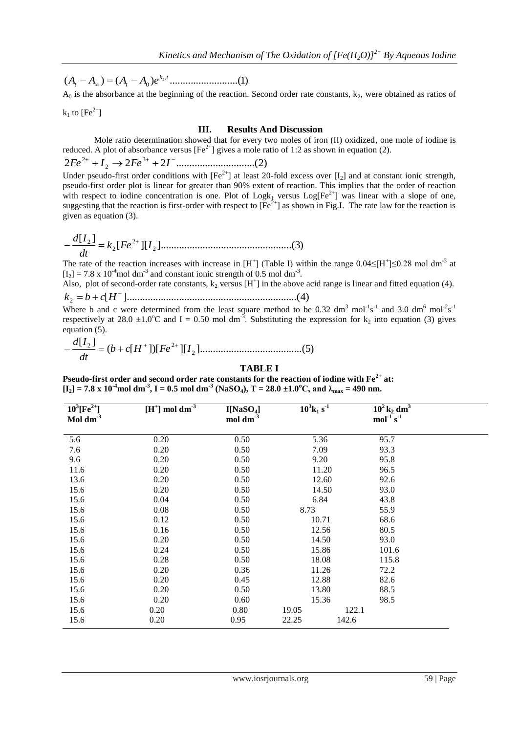$$(A_t - A_\infty) = (A_t - A_0)e^{k_1,t} \text{..........................}(1)$$

$A_0$ is the absorbance at the beginning of the reaction. Second order rate constants, $k_2$, were obtained as ratios of $k_1$ to $[Fe^{2+}]$

## III. Results And Discussion

Mole ratio determination showed that for every two moles of iron (II) oxidized, one mole of iodine is reduced. A plot of absorbance versus $[Fe^{2+}]$ gives a mole ratio of 1:2 as shown in equation (2).

$$2Fe^{2+} + I_2 \rightarrow 2Fe^{3+} + 2I^- \text{..............................}(2)$$

Under pseudo-first order conditions with $[Fe^{2+}]$ at least 20-fold excess over $[I_2]$ and at constant ionic strength, pseudo-first order plot is linear for greater than 90% extent of reaction. This implies that the order of reaction with respect to iodine concentration is one. Plot of $\text{Log}k_1$ versus $\text{Log}[Fe^{2+}]$ was linear with a slope of one, suggesting that the reaction is first-order with respect to $[Fe^{2+}]$ as shown in Fig.I. The rate law for the reaction is given as equation (3).

$$-\frac{d[I_2]}{dt} = k_2[Fe^{2+}][I_2] \text{..................................................}(3)$$

The rate of the reaction increases with increase in $[H^+]$ (Table I) within the range $0.04 \leq [H^+] \leq 0.28$ mol dm$^{-3}$ at $[I_2] = 7.8 \times 10^{-4}$mol dm$^{-3}$ and constant ionic strength of 0.5 mol dm$^{-3}$.

Also, plot of second-order rate constants, $k_2$ versus $[H^+]$ in the above acid range is linear and fitted equation (4).

$$k_2 = b + c[H^+] \text{................................................................}(4)$$

Where b and c were determined from the least square method to be 0.32 dm$^3$ mol$^{-1}$s$^{-1}$ and 3.0 dm$^6$ mol$^{-2}$s$^{-1}$ respectively at $28.0 \pm 1.0^o$C and I = 0.50 mol dm$^{-3}$. Substituting the expression for $k_2$ into equation (3) gives equation (5).

$$-\frac{d[I_2]}{dt} = (b + c[H^+])[Fe^{2+}][I_2] \text{......................................}(5)$$

**TABLE I**

**Pseudo-first order and second order rate constants for the reaction of iodine with $Fe^{2+}$ at: $[I_2] = 7.8 \times 10^{-4}$mol dm$^{-3}$, I = 0.5 mol dm$^{-3}$ ($NaSO_4$), T = 28.0 ±1.0$^o$C, and $\lambda_{max}$ = 490 nm.**

| $10^3[Fe^{2+}]$ Mol dm$^{-3}$ | $[H^+]$ mol dm$^{-3}$ | I[$NaSO_4$] mol dm$^{-3}$ | $10^3k_1$ s$^{-1}$ | $10^2$ $k_2$ dm$^3$ mol$^{-1}$ s$^{-1}$ |
|---|---|---|---|---|
| 5.6 | 0.20 | 0.50 | 5.36 | 95.7 |
| 7.6 | 0.20 | 0.50 | 7.09 | 93.3 |
| 9.6 | 0.20 | 0.50 | 9.20 | 95.8 |
| 11.6 | 0.20 | 0.50 | 11.20 | 96.5 |
| 13.6 | 0.20 | 0.50 | 12.60 | 92.6 |
| 15.6 | 0.20 | 0.50 | 14.50 | 93.0 |
| 15.6 | 0.04 | 0.50 | 6.84 | 43.8 |
| 15.6 | 0.08 | 0.50 | 8.73 | 55.9 |
| 15.6 | 0.12 | 0.50 | 10.71 | 68.6 |
| 15.6 | 0.16 | 0.50 | 12.56 | 80.5 |
| 15.6 | 0.20 | 0.50 | 14.50 | 93.0 |
| 15.6 | 0.24 | 0.50 | 15.86 | 101.6 |
| 15.6 | 0.28 | 0.50 | 18.08 | 115.8 |
| 15.6 | 0.20 | 0.36 | 11.26 | 72.2 |
| 15.6 | 0.20 | 0.45 | 12.88 | 82.6 |
| 15.6 | 0.20 | 0.50 | 13.80 | 88.5 |
| 15.6 | 0.20 | 0.60 | 15.36 | 98.5 |
| 15.6 | 0.20 | 0.80 | 19.05 | 122.1 |
| 15.6 | 0.20 | 0.95 | 22.25 | 142.6 |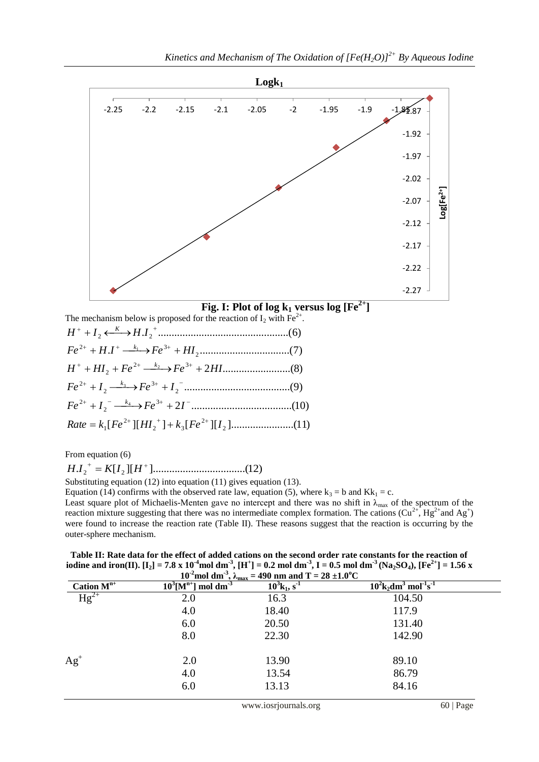Fig. I: Plot of log $k_1$ versus log $[Fe^{2+}]$

The mechanism below is proposed for the reaction of $I_2$ with $Fe^{2+}$.

$$H^+ + I_2 \xleftrightarrow{K} H.I_2^+ \quad (6)$$

$$Fe^{2+} + H.I^+ \xrightarrow{k_1} Fe^{3+} + HI_2 \quad (7)$$

$$H^+ + HI_2 + Fe^{2+} \xrightarrow{k_2} Fe^{3+} + 2HI \quad (8)$$

$$Fe^{2+} + I_2 \xrightarrow{k_3} Fe^{3+} + I_2^- \quad (9)$$

$$Fe^{2+} + I_2^- \xrightarrow{k_4} Fe^{3+} + 2I^- \quad (10)$$

$$Rate = k_1[Fe^{2+}][HI_2^+] + k_3[Fe^{2+}][I_2] \quad (11)$$

From equation (6)

$$H.I_2^+ = K[I_2][H^+] \quad (12)$$

Substituting equation (12) into equation (11) gives equation (13).

Equation (14) confirms with the observed rate law, equation (5), where $k_3$ = b and $Kk_1$ = c.

Least square plot of Michaelis-Menten gave no intercept and there was no shift in $\lambda_{max}$ of the spectrum of the reaction mixture suggesting that there was no intermediate complex formation. The cations ($Cu^{2+}$, $Hg^{2+}$ and $Ag^+$) were found to increase the reaction rate (Table II). These reasons suggest that the reaction is occurring by the outer-sphere mechanism.

**Table II: Rate data for the effect of added cations on the second order rate constants for the reaction of iodine and iron(II). $[I_2] = 7.8 \times 10^{-4}$ mol dm$^{-3}$, $[H^+] = 0.2$ mol dm$^{-3}$, I = 0.5 mol dm$^{-3}$ ($Na_2SO_4$), $[Fe^{2+}] = 1.56 \times 10^{-2}$ mol dm$^{-3}$, $\lambda_{max}$ = 490 nm and T = 28 ±1.0°C**

| Cation $M^{n+}$ | $10^3[M^{n+}]$ mol dm$^{-3}$ | $10^3k_1$, s$^{-1}$ | $10^2k_2$dm$^3$ mol$^{-1}$s$^{-1}$ |
|---|---|---|---|
| $Hg^{2+}$ | 2.0 | 16.3 | 104.50 |
| | 4.0 | 18.40 | 117.9 |
| | 6.0 | 20.50 | 131.40 |
| | 8.0 | 22.30 | 142.90 |
| $Ag^+$ | 2.0 | 13.90 | 89.10 |
| | 4.0 | 13.54 | 86.79 |
| | 6.0 | 13.13 | 84.16 |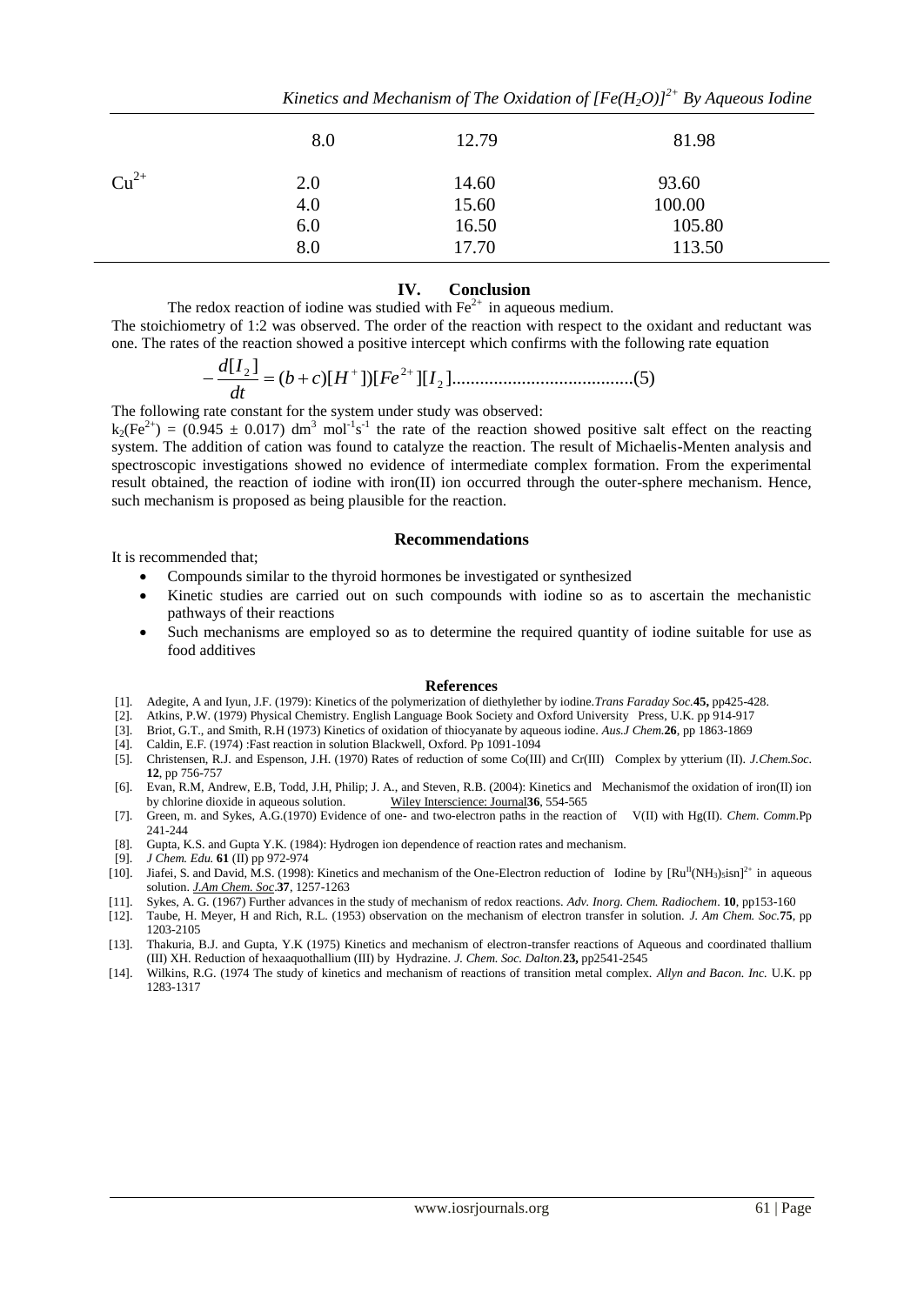| | | | |
|---|---|---|---|
| | 8.0 | 12.79 | 81.98 |
| $Cu^{2+}$ | 2.0 | 14.60 | 93.60 |
| | 4.0 | 15.60 | 100.00 |
| | 6.0 | 16.50 | 105.80 |
| | 8.0 | 17.70 | 113.50 |

## IV. Conclusion

The redox reaction of iodine was studied with $Fe^{2+}$ in aqueous medium.

The stoichiometry of 1:2 was observed. The order of the reaction with respect to the oxidant and reductant was one. The rates of the reaction showed a positive intercept which confirms with the following rate equation

$$-\frac{d[I_2]}{dt} = (b+c)[H^+])[Fe^{2+}][I_2]......................................(5)$$

The following rate constant for the system under study was observed:

$k_2(Fe^{2+}) = (0.945 \pm 0.017)\ dm^3\ mol^{-1}s^{-1}$ the rate of the reaction showed positive salt effect on the reacting system. The addition of cation was found to catalyze the reaction. The result of Michaelis-Menten analysis and spectroscopic investigations showed no evidence of intermediate complex formation. From the experimental result obtained, the reaction of iodine with iron(II) ion occurred through the outer-sphere mechanism. Hence, such mechanism is proposed as being plausible for the reaction.

## Recommendations

It is recommended that;

- Compounds similar to the thyroid hormones be investigated or synthesized
- Kinetic studies are carried out on such compounds with iodine so as to ascertain the mechanistic pathways of their reactions
- Such mechanisms are employed so as to determine the required quantity of iodine suitable for use as food additives

## References

[1]. Adegite, A and Iyun, J.F. (1979): Kinetics of the polymerization of diethylether by iodine.*Trans Faraday Soc.***45,** pp425-428.

[2]. Atkins, P.W. (1979) Physical Chemistry. English Language Book Society and Oxford University Press, U.K. pp 914-917

[3]. Briot, G.T., and Smith, R.H (1973) Kinetics of oxidation of thiocyanate by aqueous iodine. *Aus.J Chem.***26**, pp 1863-1869

[4]. Caldin, E.F. (1974) :Fast reaction in solution Blackwell, Oxford. Pp 1091-1094

[5]. Christensen, R.J. and Espenson, J.H. (1970) Rates of reduction of some Co(III) and Cr(III) Complex by ytterium (II). *J.Chem.Soc*. **12**, pp 756-757

[6]. Evan, R.M, Andrew, E.B, Todd, J.H, Philip; J. A., and Steven, R.B. (2004): Kinetics and Mechanismof the oxidation of iron(II) ion by chlorine dioxide in aqueous solution. Wiley Interscience: Journal**36**, 554-565

[7]. Green, m. and Sykes, A.G.(1970) Evidence of one- and two-electron paths in the reaction of V(II) with Hg(II). *Chem. Comm.*Pp 241-244

[8]. Gupta, K.S. and Gupta Y.K. (1984): Hydrogen ion dependence of reaction rates and mechanism.

[9]. *J Chem. Edu.* **61** (II) pp 972-974

[10]. Jiafei, S. and David, M.S. (1998): Kinetics and mechanism of the One-Electron reduction of Iodine by $[Ru^{II}(NH_3)_5isn]^{2+}$ in aqueous solution. *J.Am Chem. Soc*.**37**, 1257-1263

[11]. Sykes, A. G. (1967) Further advances in the study of mechanism of redox reactions. *Adv. Inorg. Chem. Radiochem*. **10**, pp153-160

[12]. Taube, H. Meyer, H and Rich, R.L. (1953) observation on the mechanism of electron transfer in solution. *J. Am Chem. Soc.***75**, pp 1203-2105

[13]. Thakuria, B.J. and Gupta, Y.K (1975) Kinetics and mechanism of electron-transfer reactions of Aqueous and coordinated thallium (III) XH. Reduction of hexaaquothallium (III) by Hydrazine. *J. Chem. Soc. Dalton.***23,** pp2541-2545

[14]. Wilkins, R.G. (1974 The study of kinetics and mechanism of reactions of transition metal complex. *Allyn and Bacon. Inc.* U.K. pp 1283-1317